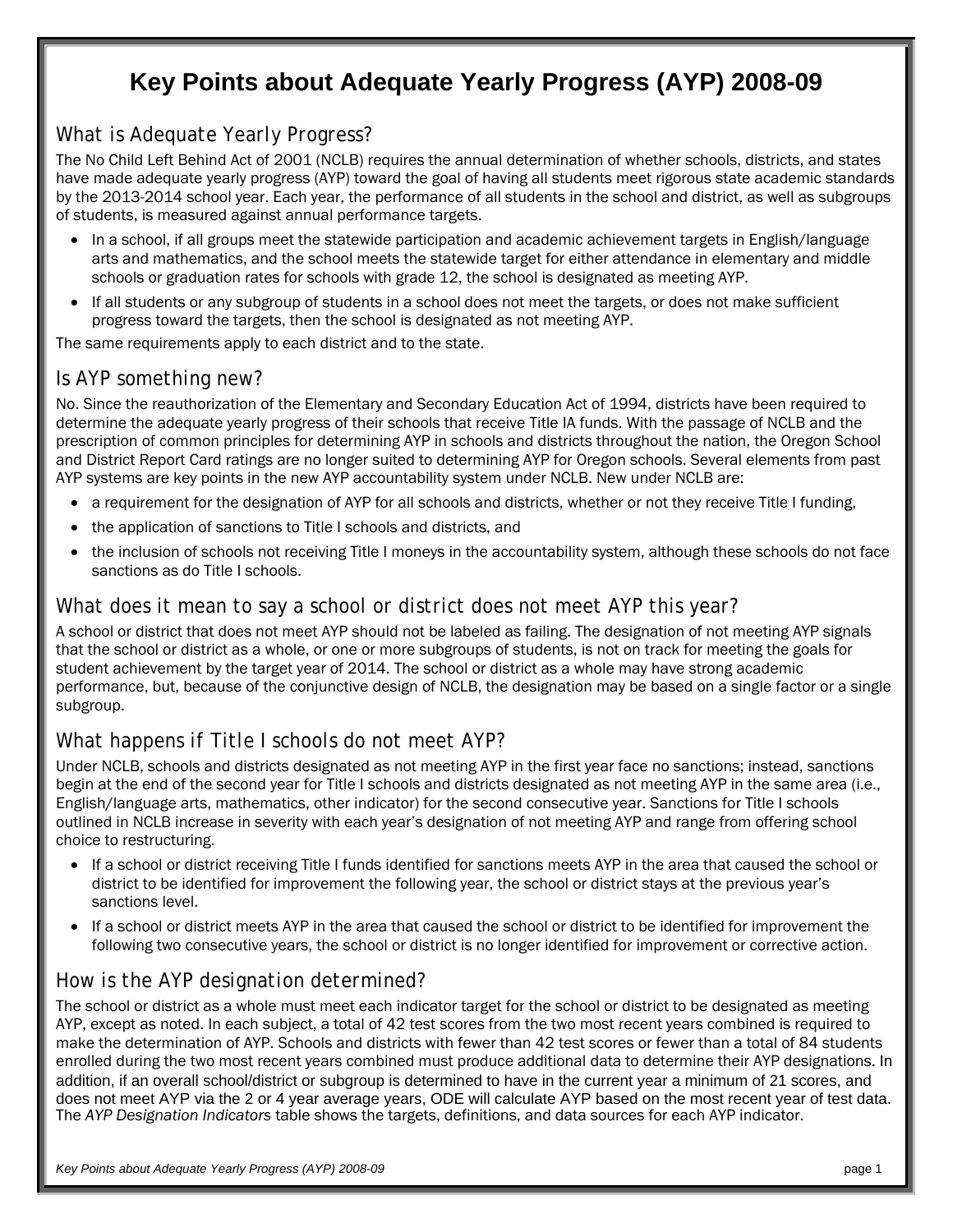# Key Points about Adequate Yearly Progress (AYP) 2008-09

## What is Adequate Yearly Progress?

The No Child Left Behind Act of 2001 (NCLB) requires the annual determination of whether schools, districts, and states have made adequate yearly progress (AYP) toward the goal of having all students meet rigorous state academic standards by the 2013-2014 school year. Each year, the performance of all students in the school and district, as well as subgroups of students, is measured against annual performance targets.

- In a school, if all groups meet the statewide participation and academic achievement targets in English/language arts and mathematics, and the school meets the statewide target for either attendance in elementary and middle schools or graduation rates for schools with grade 12, the school is designated as meeting AYP.
- If all students or any subgroup of students in a school does not meet the targets, or does not make sufficient progress toward the targets, then the school is designated as not meeting AYP.

The same requirements apply to each district and to the state.

## Is AYP something new?

No. Since the reauthorization of the Elementary and Secondary Education Act of 1994, districts have been required to determine the adequate yearly progress of their schools that receive Title IA funds. With the passage of NCLB and the prescription of common principles for determining AYP in schools and districts throughout the nation, the Oregon School and District Report Card ratings are no longer suited to determining AYP for Oregon schools. Several elements from past AYP systems are key points in the new AYP accountability system under NCLB. New under NCLB are:

- a requirement for the designation of AYP for all schools and districts, whether or not they receive Title I funding,
- the application of sanctions to Title I schools and districts, and
- the inclusion of schools not receiving Title I moneys in the accountability system, although these schools do not face sanctions as do Title I schools.

## What does it mean to say a school or district does not meet AYP this year?

A school or district that does not meet AYP should not be labeled as failing. The designation of not meeting AYP signals that the school or district as a whole, or one or more subgroups of students, is not on track for meeting the goals for student achievement by the target year of 2014. The school or district as a whole may have strong academic performance, but, because of the conjunctive design of NCLB, the designation may be based on a single factor or a single subgroup.

## What happens if Title I schools do not meet AYP?

Under NCLB, schools and districts designated as not meeting AYP in the first year face no sanctions; instead, sanctions begin at the end of the second year for Title I schools and districts designated as not meeting AYP in the same area (i.e., English/language arts, mathematics, other indicator) for the second consecutive year. Sanctions for Title I schools outlined in NCLB increase in severity with each year's designation of not meeting AYP and range from offering school choice to restructuring.

- If a school or district receiving Title I funds identified for sanctions meets AYP in the area that caused the school or district to be identified for improvement the following year, the school or district stays at the previous year's sanctions level.
- If a school or district meets AYP in the area that caused the school or district to be identified for improvement the following two consecutive years, the school or district is no longer identified for improvement or corrective action.

## How is the AYP designation determined?

The school or district as a whole must meet each indicator target for the school or district to be designated as meeting AYP, except as noted. In each subject, a total of 42 test scores from the two most recent years combined is required to make the determination of AYP. Schools and districts with fewer than 42 test scores or fewer than a total of 84 students enrolled during the two most recent years combined must produce additional data to determine their AYP designations. In addition, if an overall school/district or subgroup is determined to have in the current year a minimum of 21 scores, and does not meet AYP via the 2 or 4 year average years, ODE will calculate AYP based on the most recent year of test data. The *AYP Designation Indicators* table shows the targets, definitions, and data sources for each AYP indicator.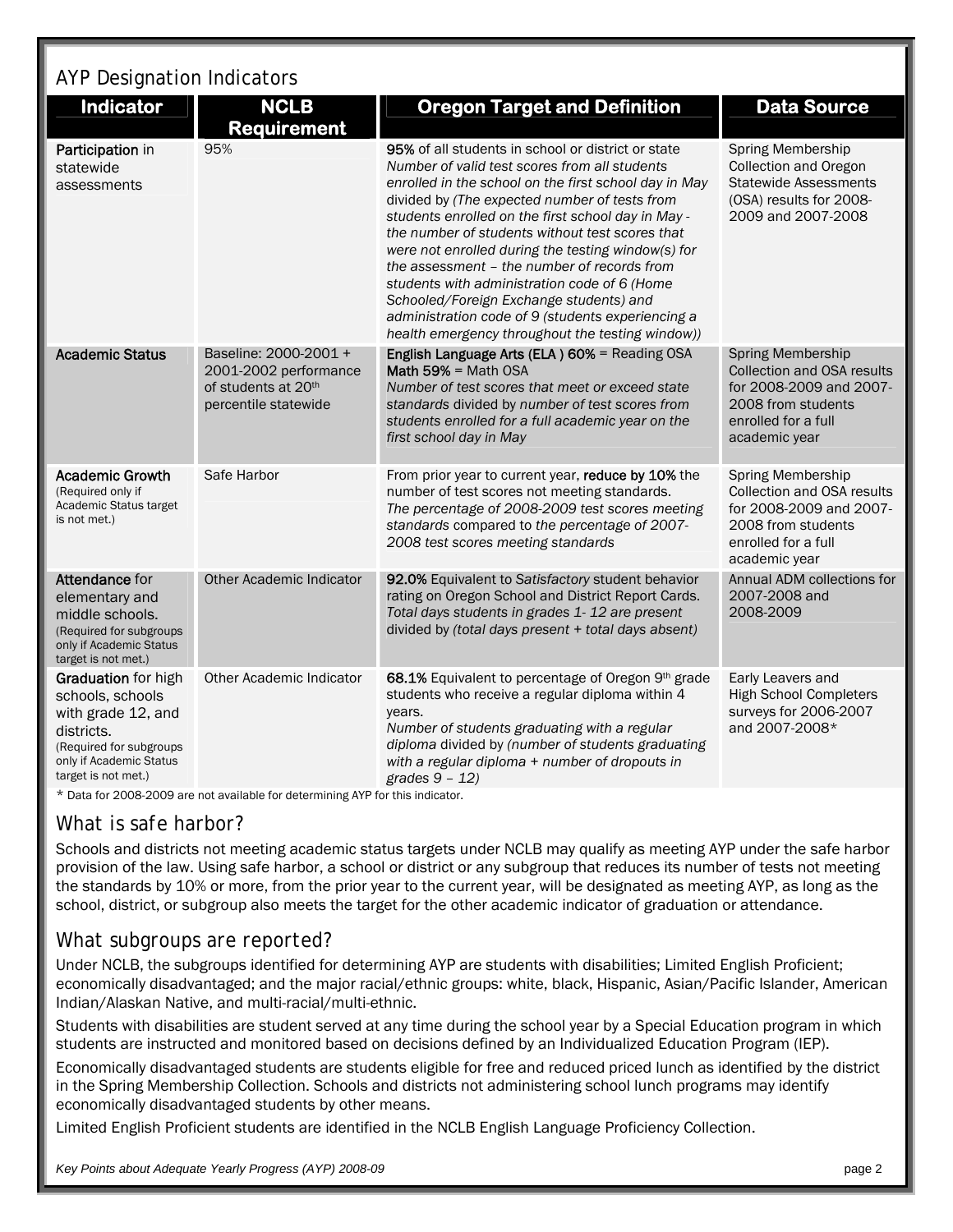## AYP Designation Indicators

| Indicator | NCLB Requirement | Oregon Target and Definition | Data Source |
|---|---|---|---|
| **Participation** in statewide assessments | 95% | **95%** of all students in school or district or state *Number of valid test scores from all students enrolled in the school on the first school day in May* divided by *(The expected number of tests from students enrolled on the first school day in May - the number of students without test scores that were not enrolled during the testing window(s) for the assessment – the number of records from students with administration code of 6 (Home Schooled/Foreign Exchange students) and administration code of 9 (students experiencing a health emergency throughout the testing window))* | Spring Membership Collection and Oregon Statewide Assessments (OSA) results for 2008-2009 and 2007-2008 |
| **Academic Status** | Baseline: 2000-2001 + 2001-2002 performance of students at 20th percentile statewide | **English Language Arts (ELA ) 60%** = Reading OSA **Math 59%** = Math OSA *Number of test scores that meet or exceed state standards* divided by *number of test scores from students enrolled for a full academic year on the first school day in May* | Spring Membership Collection and OSA results for 2008-2009 and 2007-2008 from students enrolled for a full academic year |
| **Academic Growth** (Required only if Academic Status target is not met.) | Safe Harbor | From prior year to current year, **reduce by 10%** the number of test scores not meeting standards. *The percentage of 2008-2009 test scores meeting standards* compared to *the percentage of 2007-2008 test scores meeting standards* | Spring Membership Collection and OSA results for 2008-2009 and 2007-2008 from students enrolled for a full academic year |
| **Attendance** for elementary and middle schools. (Required for subgroups only if Academic Status target is not met.) | Other Academic Indicator | **92.0%** Equivalent to *Satisfactory* student behavior rating on Oregon School and District Report Cards. *Total days students in grades 1- 12 are present* divided by *(total days present + total days absent)* | Annual ADM collections for 2007-2008 and 2008-2009 |
| **Graduation** for high schools, schools with grade 12, and districts. (Required for subgroups only if Academic Status target is not met.) | Other Academic Indicator | **68.1%** Equivalent to percentage of Oregon 9th grade students who receive a regular diploma within 4 years. *Number of students graduating with a regular diploma* divided by *(number of students graduating with a regular diploma + number of dropouts in grades 9 – 12)* | Early Leavers and High School Completers surveys for 2006-2007 and 2007-2008* |

* Data for 2008-2009 are not available for determining AYP for this indicator.

## What is safe harbor?

Schools and districts not meeting academic status targets under NCLB may qualify as meeting AYP under the safe harbor provision of the law. Using safe harbor, a school or district or any subgroup that reduces its number of tests not meeting the standards by 10% or more, from the prior year to the current year, will be designated as meeting AYP, as long as the school, district, or subgroup also meets the target for the other academic indicator of graduation or attendance.

## What subgroups are reported?

Under NCLB, the subgroups identified for determining AYP are students with disabilities; Limited English Proficient; economically disadvantaged; and the major racial/ethnic groups: white, black, Hispanic, Asian/Pacific Islander, American Indian/Alaskan Native, and multi-racial/multi-ethnic.

Students with disabilities are student served at any time during the school year by a Special Education program in which students are instructed and monitored based on decisions defined by an Individualized Education Program (IEP).

Economically disadvantaged students are students eligible for free and reduced priced lunch as identified by the district in the Spring Membership Collection. Schools and districts not administering school lunch programs may identify economically disadvantaged students by other means.

Limited English Proficient students are identified in the NCLB English Language Proficiency Collection.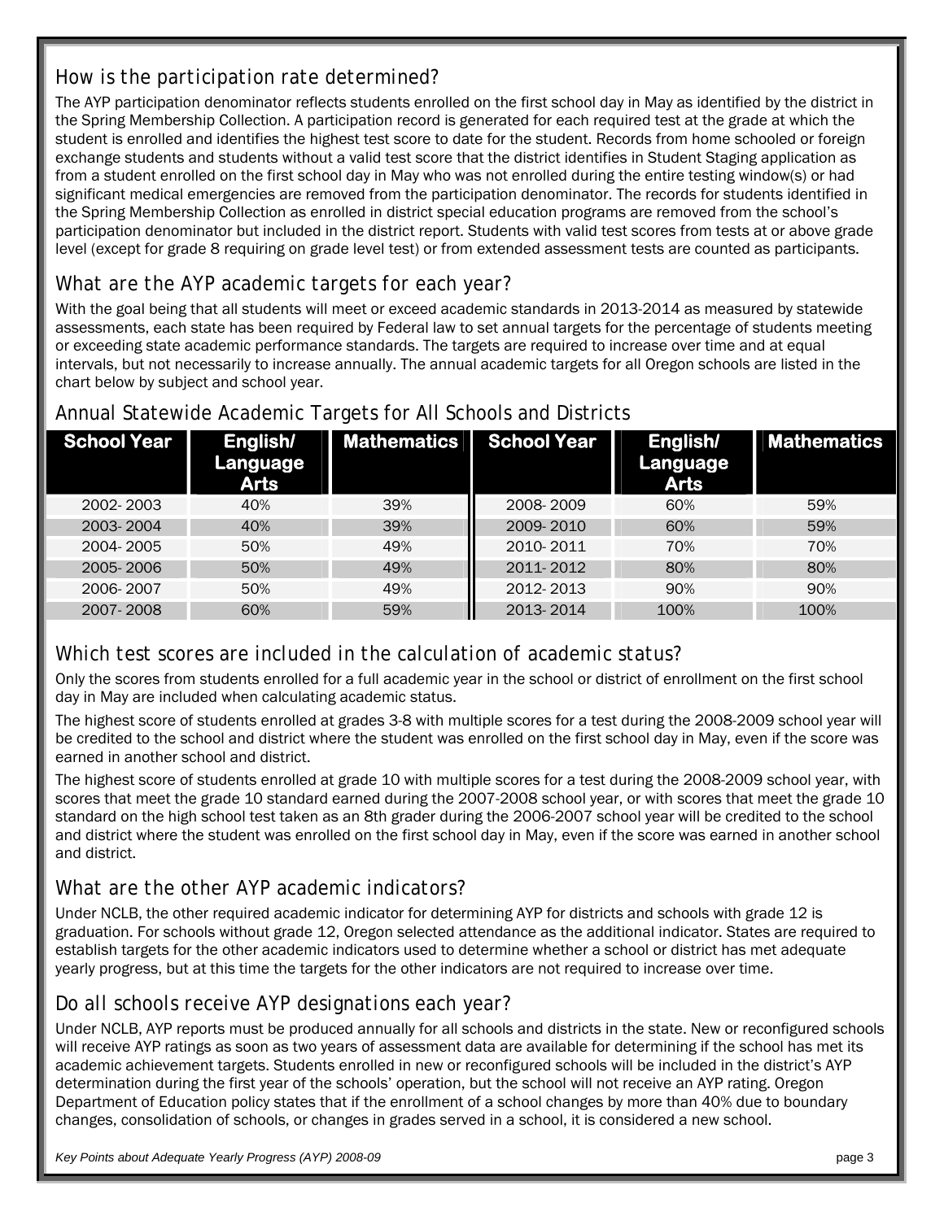## How is the participation rate determined?

The AYP participation denominator reflects students enrolled on the first school day in May as identified by the district in the Spring Membership Collection. A participation record is generated for each required test at the grade at which the student is enrolled and identifies the highest test score to date for the student. Records from home schooled or foreign exchange students and students without a valid test score that the district identifies in Student Staging application as from a student enrolled on the first school day in May who was not enrolled during the entire testing window(s) or had significant medical emergencies are removed from the participation denominator. The records for students identified in the Spring Membership Collection as enrolled in district special education programs are removed from the school's participation denominator but included in the district report. Students with valid test scores from tests at or above grade level (except for grade 8 requiring on grade level test) or from extended assessment tests are counted as participants.

## What are the AYP academic targets for each year?

With the goal being that all students will meet or exceed academic standards in 2013-2014 as measured by statewide assessments, each state has been required by Federal law to set annual targets for the percentage of students meeting or exceeding state academic performance standards. The targets are required to increase over time and at equal intervals, but not necessarily to increase annually. The annual academic targets for all Oregon schools are listed in the chart below by subject and school year.

## Annual Statewide Academic Targets for All Schools and Districts

| School Year | English/ Language Arts | Mathematics | School Year | English/ Language Arts | Mathematics |
|---|---|---|---|---|---|
| 2002- 2003 | 40% | 39% | 2008- 2009 | 60% | 59% |
| 2003- 2004 | 40% | 39% | 2009- 2010 | 60% | 59% |
| 2004- 2005 | 50% | 49% | 2010- 2011 | 70% | 70% |
| 2005- 2006 | 50% | 49% | 2011- 2012 | 80% | 80% |
| 2006- 2007 | 50% | 49% | 2012- 2013 | 90% | 90% |
| 2007- 2008 | 60% | 59% | 2013- 2014 | 100% | 100% |

## Which test scores are included in the calculation of academic status?

Only the scores from students enrolled for a full academic year in the school or district of enrollment on the first school day in May are included when calculating academic status.

The highest score of students enrolled at grades 3-8 with multiple scores for a test during the 2008-2009 school year will be credited to the school and district where the student was enrolled on the first school day in May, even if the score was earned in another school and district.

The highest score of students enrolled at grade 10 with multiple scores for a test during the 2008-2009 school year, with scores that meet the grade 10 standard earned during the 2007-2008 school year, or with scores that meet the grade 10 standard on the high school test taken as an 8th grader during the 2006-2007 school year will be credited to the school and district where the student was enrolled on the first school day in May, even if the score was earned in another school and district.

## What are the other AYP academic indicators?

Under NCLB, the other required academic indicator for determining AYP for districts and schools with grade 12 is graduation. For schools without grade 12, Oregon selected attendance as the additional indicator. States are required to establish targets for the other academic indicators used to determine whether a school or district has met adequate yearly progress, but at this time the targets for the other indicators are not required to increase over time.

## Do all schools receive AYP designations each year?

Under NCLB, AYP reports must be produced annually for all schools and districts in the state. New or reconfigured schools will receive AYP ratings as soon as two years of assessment data are available for determining if the school has met its academic achievement targets. Students enrolled in new or reconfigured schools will be included in the district's AYP determination during the first year of the schools' operation, but the school will not receive an AYP rating. Oregon Department of Education policy states that if the enrollment of a school changes by more than 40% due to boundary changes, consolidation of schools, or changes in grades served in a school, it is considered a new school.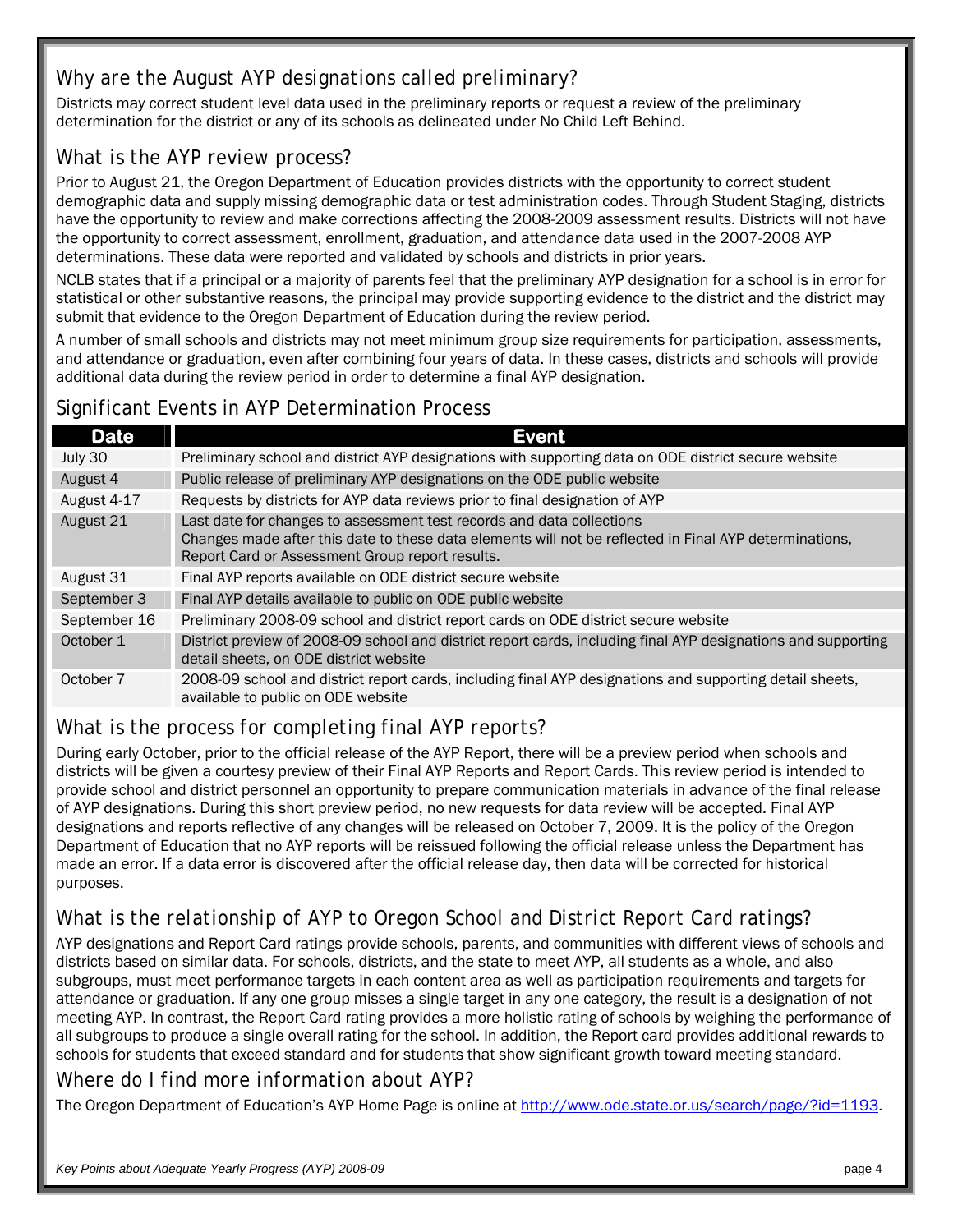## Why are the August AYP designations called preliminary?

Districts may correct student level data used in the preliminary reports or request a review of the preliminary determination for the district or any of its schools as delineated under No Child Left Behind.

## What is the AYP review process?

Prior to August 21, the Oregon Department of Education provides districts with the opportunity to correct student demographic data and supply missing demographic data or test administration codes. Through Student Staging, districts have the opportunity to review and make corrections affecting the 2008-2009 assessment results. Districts will not have the opportunity to correct assessment, enrollment, graduation, and attendance data used in the 2007-2008 AYP determinations. These data were reported and validated by schools and districts in prior years.

NCLB states that if a principal or a majority of parents feel that the preliminary AYP designation for a school is in error for statistical or other substantive reasons, the principal may provide supporting evidence to the district and the district may submit that evidence to the Oregon Department of Education during the review period.

A number of small schools and districts may not meet minimum group size requirements for participation, assessments, and attendance or graduation, even after combining four years of data. In these cases, districts and schools will provide additional data during the review period in order to determine a final AYP designation.

## Significant Events in AYP Determination Process

| Date | Event |
|---|---|
| July 30 | Preliminary school and district AYP designations with supporting data on ODE district secure website |
| August 4 | Public release of preliminary AYP designations on the ODE public website |
| August 4-17 | Requests by districts for AYP data reviews prior to final designation of AYP |
| August 21 | Last date for changes to assessment test records and data collections<br>Changes made after this date to these data elements will not be reflected in Final AYP determinations, Report Card or Assessment Group report results. |
| August 31 | Final AYP reports available on ODE district secure website |
| September 3 | Final AYP details available to public on ODE public website |
| September 16 | Preliminary 2008-09 school and district report cards on ODE district secure website |
| October 1 | District preview of 2008-09 school and district report cards, including final AYP designations and supporting detail sheets, on ODE district website |
| October 7 | 2008-09 school and district report cards, including final AYP designations and supporting detail sheets, available to public on ODE website |

## What is the process for completing final AYP reports?

During early October, prior to the official release of the AYP Report, there will be a preview period when schools and districts will be given a courtesy preview of their Final AYP Reports and Report Cards. This review period is intended to provide school and district personnel an opportunity to prepare communication materials in advance of the final release of AYP designations. During this short preview period, no new requests for data review will be accepted. Final AYP designations and reports reflective of any changes will be released on October 7, 2009. It is the policy of the Oregon Department of Education that no AYP reports will be reissued following the official release unless the Department has made an error. If a data error is discovered after the official release day, then data will be corrected for historical purposes.

## What is the relationship of AYP to Oregon School and District Report Card ratings?

AYP designations and Report Card ratings provide schools, parents, and communities with different views of schools and districts based on similar data. For schools, districts, and the state to meet AYP, all students as a whole, and also subgroups, must meet performance targets in each content area as well as participation requirements and targets for attendance or graduation. If any one group misses a single target in any one category, the result is a designation of not meeting AYP. In contrast, the Report Card rating provides a more holistic rating of schools by weighing the performance of all subgroups to produce a single overall rating for the school. In addition, the Report card provides additional rewards to schools for students that exceed standard and for students that show significant growth toward meeting standard.

## Where do I find more information about AYP?

The Oregon Department of Education's AYP Home Page is online at http://www.ode.state.or.us/search/page/?id=1193.